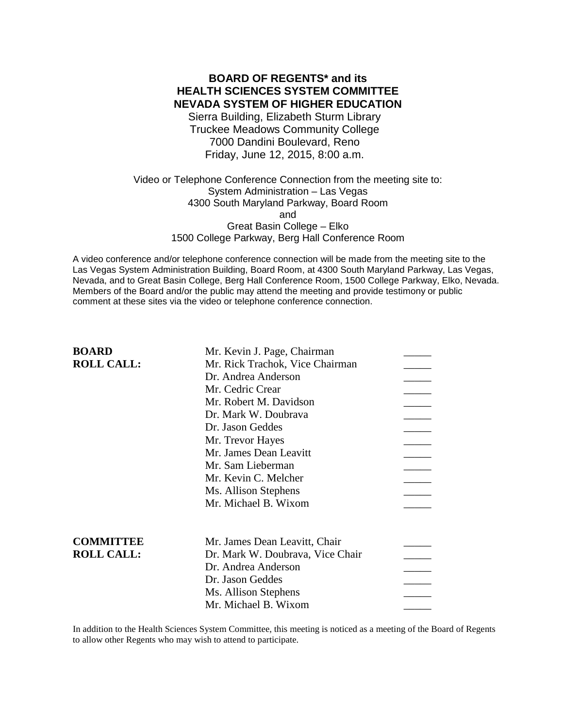**BOARD OF REGENTS* and its**
**HEALTH SCIENCES SYSTEM COMMITTEE**
**NEVADA SYSTEM OF HIGHER EDUCATION**

Sierra Building, Elizabeth Sturm Library
Truckee Meadows Community College
7000 Dandini Boulevard, Reno
Friday, June 12, 2015, 8:00 a.m.

Video or Telephone Conference Connection from the meeting site to:
System Administration – Las Vegas
4300 South Maryland Parkway, Board Room
and
Great Basin College – Elko
1500 College Parkway, Berg Hall Conference Room

A video conference and/or telephone conference connection will be made from the meeting site to the Las Vegas System Administration Building, Board Room, at 4300 South Maryland Parkway, Las Vegas, Nevada, and to Great Basin College, Berg Hall Conference Room, 1500 College Parkway, Elko, Nevada. Members of the Board and/or the public may attend the meeting and provide testimony or public comment at these sites via the video or telephone conference connection.

| | | |
|---|---|---|
| **BOARD ROLL CALL:** | Mr. Kevin J. Page, Chairman | _____ |
| | Mr. Rick Trachok, Vice Chairman | _____ |
| | Dr. Andrea Anderson | _____ |
| | Mr. Cedric Crear | _____ |
| | Mr. Robert M. Davidson | _____ |
| | Dr. Mark W. Doubrava | _____ |
| | Dr. Jason Geddes | _____ |
| | Mr. Trevor Hayes | _____ |
| | Mr. James Dean Leavitt | _____ |
| | Mr. Sam Lieberman | _____ |
| | Mr. Kevin C. Melcher | _____ |
| | Ms. Allison Stephens | _____ |
| | Mr. Michael B. Wixom | _____ |

| | | |
|---|---|---|
| **COMMITTEE ROLL CALL:** | Mr. James Dean Leavitt, Chair | _____ |
| | Dr. Mark W. Doubrava, Vice Chair | _____ |
| | Dr. Andrea Anderson | _____ |
| | Dr. Jason Geddes | _____ |
| | Ms. Allison Stephens | _____ |
| | Mr. Michael B. Wixom | _____ |

In addition to the Health Sciences System Committee, this meeting is noticed as a meeting of the Board of Regents to allow other Regents who may wish to attend to participate.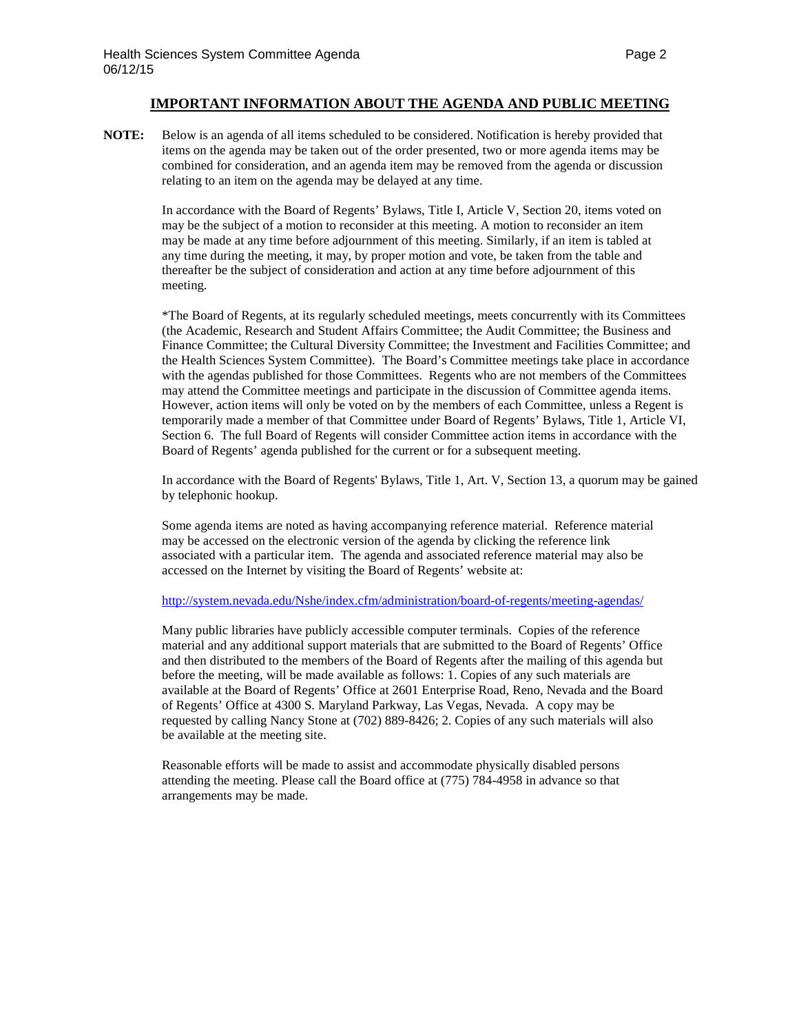## IMPORTANT INFORMATION ABOUT THE AGENDA AND PUBLIC MEETING

**NOTE:** Below is an agenda of all items scheduled to be considered. Notification is hereby provided that items on the agenda may be taken out of the order presented, two or more agenda items may be combined for consideration, and an agenda item may be removed from the agenda or discussion relating to an item on the agenda may be delayed at any time.

In accordance with the Board of Regents' Bylaws, Title I, Article V, Section 20, items voted on may be the subject of a motion to reconsider at this meeting. A motion to reconsider an item may be made at any time before adjournment of this meeting. Similarly, if an item is tabled at any time during the meeting, it may, by proper motion and vote, be taken from the table and thereafter be the subject of consideration and action at any time before adjournment of this meeting.

*The Board of Regents, at its regularly scheduled meetings, meets concurrently with its Committees (the Academic, Research and Student Affairs Committee; the Audit Committee; the Business and Finance Committee; the Cultural Diversity Committee; the Investment and Facilities Committee; and the Health Sciences System Committee). The Board's Committee meetings take place in accordance with the agendas published for those Committees. Regents who are not members of the Committees may attend the Committee meetings and participate in the discussion of Committee agenda items. However, action items will only be voted on by the members of each Committee, unless a Regent is temporarily made a member of that Committee under Board of Regents' Bylaws, Title 1, Article VI, Section 6. The full Board of Regents will consider Committee action items in accordance with the Board of Regents' agenda published for the current or for a subsequent meeting.

In accordance with the Board of Regents' Bylaws, Title 1, Art. V, Section 13, a quorum may be gained by telephonic hookup.

Some agenda items are noted as having accompanying reference material. Reference material may be accessed on the electronic version of the agenda by clicking the reference link associated with a particular item. The agenda and associated reference material may also be accessed on the Internet by visiting the Board of Regents' website at:

http://system.nevada.edu/Nshe/index.cfm/administration/board-of-regents/meeting-agendas/

Many public libraries have publicly accessible computer terminals. Copies of the reference material and any additional support materials that are submitted to the Board of Regents' Office and then distributed to the members of the Board of Regents after the mailing of this agenda but before the meeting, will be made available as follows: 1. Copies of any such materials are available at the Board of Regents' Office at 2601 Enterprise Road, Reno, Nevada and the Board of Regents' Office at 4300 S. Maryland Parkway, Las Vegas, Nevada. A copy may be requested by calling Nancy Stone at (702) 889-8426; 2. Copies of any such materials will also be available at the meeting site.

Reasonable efforts will be made to assist and accommodate physically disabled persons attending the meeting. Please call the Board office at (775) 784-4958 in advance so that arrangements may be made.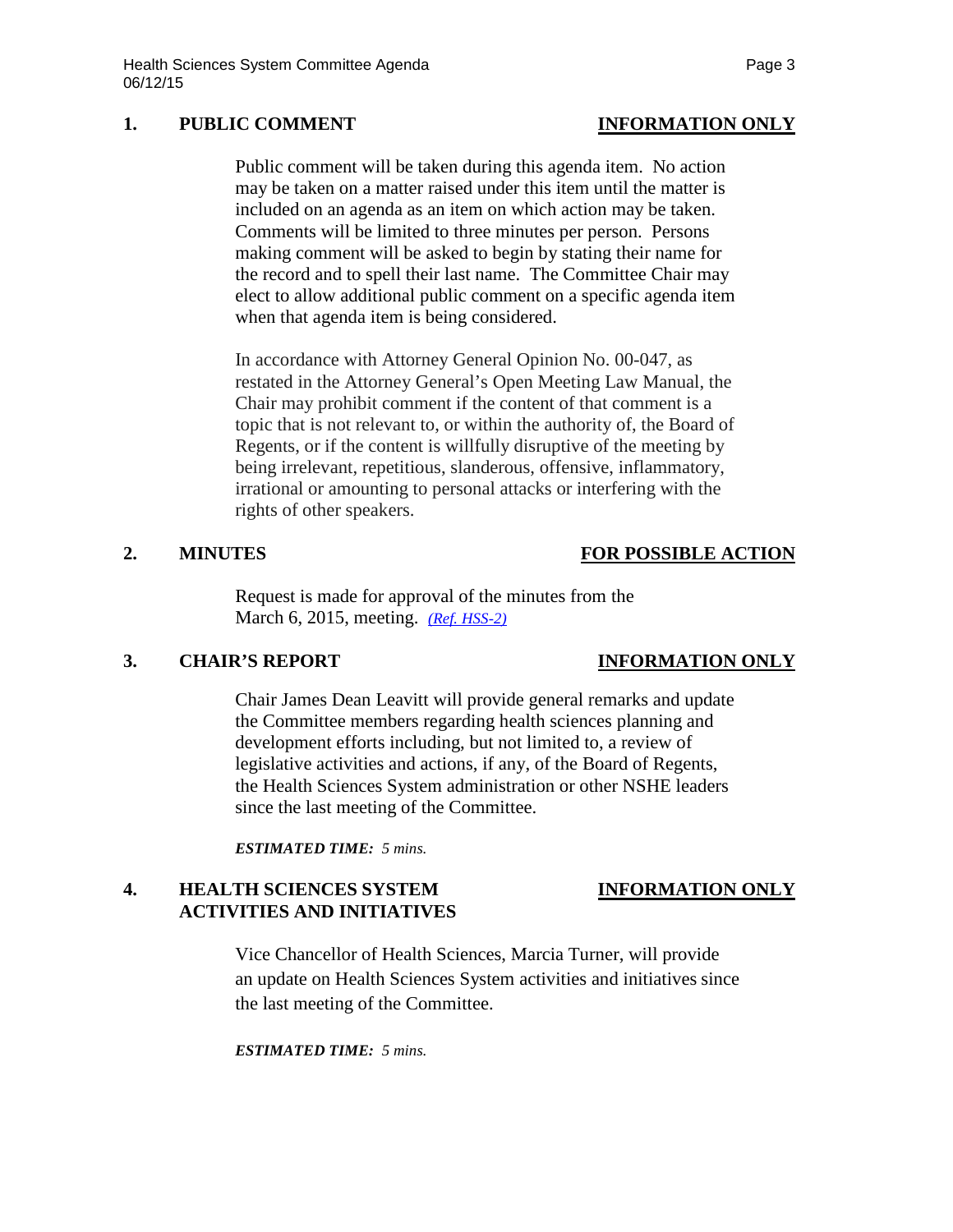## 1. PUBLIC COMMENT — INFORMATION ONLY

Public comment will be taken during this agenda item. No action may be taken on a matter raised under this item until the matter is included on an agenda as an item on which action may be taken. Comments will be limited to three minutes per person. Persons making comment will be asked to begin by stating their name for the record and to spell their last name. The Committee Chair may elect to allow additional public comment on a specific agenda item when that agenda item is being considered.

In accordance with Attorney General Opinion No. 00-047, as restated in the Attorney General's Open Meeting Law Manual, the Chair may prohibit comment if the content of that comment is a topic that is not relevant to, or within the authority of, the Board of Regents, or if the content is willfully disruptive of the meeting by being irrelevant, repetitious, slanderous, offensive, inflammatory, irrational or amounting to personal attacks or interfering with the rights of other speakers.

## 2. MINUTES — FOR POSSIBLE ACTION

Request is made for approval of the minutes from the March 6, 2015, meeting. *(Ref. HSS-2)*

## 3. CHAIR'S REPORT — INFORMATION ONLY

Chair James Dean Leavitt will provide general remarks and update the Committee members regarding health sciences planning and development efforts including, but not limited to, a review of legislative activities and actions, if any, of the Board of Regents, the Health Sciences System administration or other NSHE leaders since the last meeting of the Committee.

***ESTIMATED TIME:*** *5 mins.*

## 4. HEALTH SCIENCES SYSTEM ACTIVITIES AND INITIATIVES — INFORMATION ONLY

Vice Chancellor of Health Sciences, Marcia Turner, will provide an update on Health Sciences System activities and initiatives since the last meeting of the Committee.

***ESTIMATED TIME:*** *5 mins.*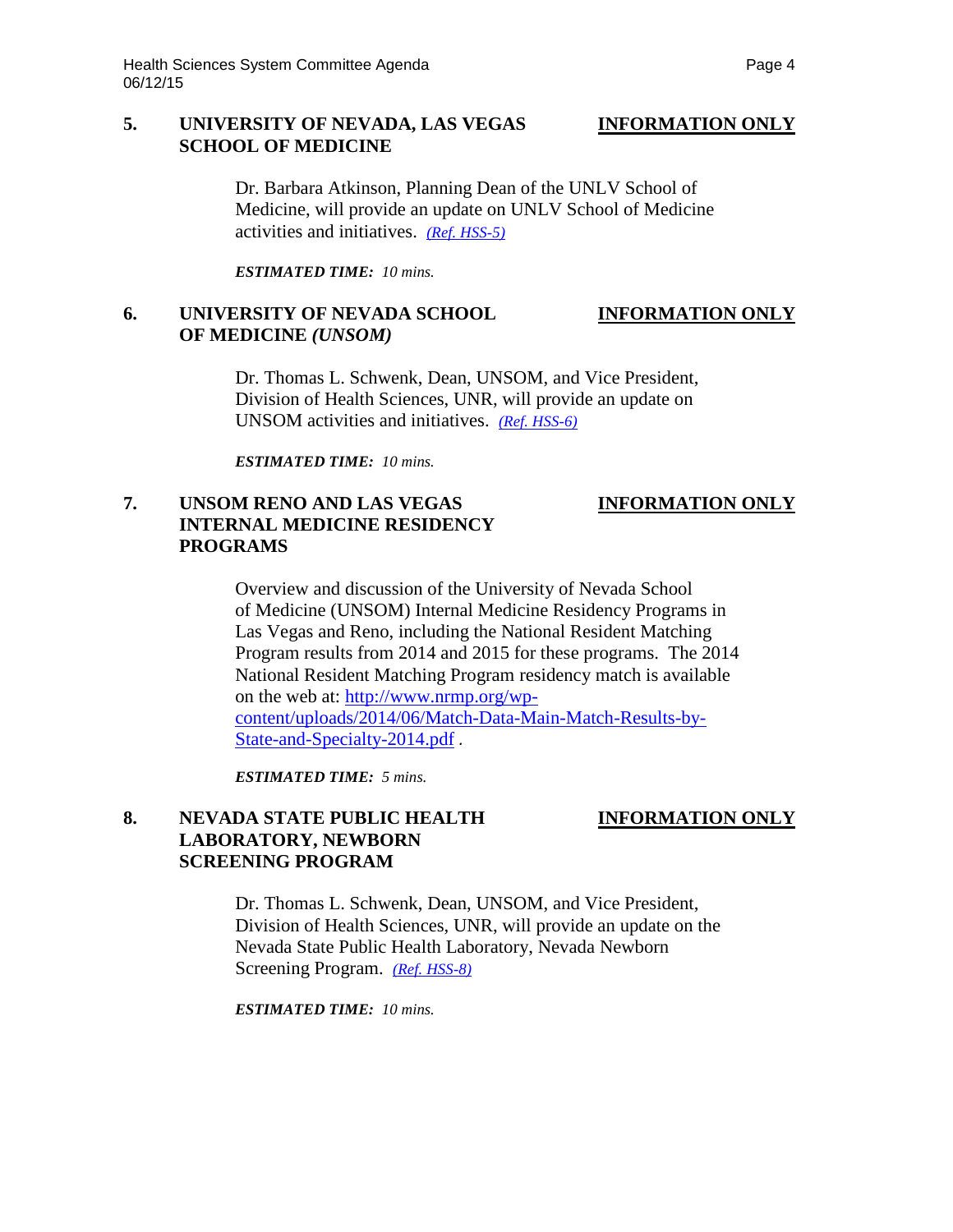**5. UNIVERSITY OF NEVADA, LAS VEGAS SCHOOL OF MEDICINE** **INFORMATION ONLY**

Dr. Barbara Atkinson, Planning Dean of the UNLV School of Medicine, will provide an update on UNLV School of Medicine activities and initiatives. *(Ref. HSS-5)*

***ESTIMATED TIME:*** *10 mins.*

**6. UNIVERSITY OF NEVADA SCHOOL OF MEDICINE *(UNSOM)*** **INFORMATION ONLY**

Dr. Thomas L. Schwenk, Dean, UNSOM, and Vice President, Division of Health Sciences, UNR, will provide an update on UNSOM activities and initiatives. *(Ref. HSS-6)*

***ESTIMATED TIME:*** *10 mins.*

**7. UNSOM RENO AND LAS VEGAS INTERNAL MEDICINE RESIDENCY PROGRAMS** **INFORMATION ONLY**

Overview and discussion of the University of Nevada School of Medicine (UNSOM) Internal Medicine Residency Programs in Las Vegas and Reno, including the National Resident Matching Program results from 2014 and 2015 for these programs. The 2014 National Resident Matching Program residency match is available on the web at: http://www.nrmp.org/wp-content/uploads/2014/06/Match-Data-Main-Match-Results-by-State-and-Specialty-2014.pdf .

***ESTIMATED TIME:*** *5 mins.*

**8. NEVADA STATE PUBLIC HEALTH LABORATORY, NEWBORN SCREENING PROGRAM** **INFORMATION ONLY**

Dr. Thomas L. Schwenk, Dean, UNSOM, and Vice President, Division of Health Sciences, UNR, will provide an update on the Nevada State Public Health Laboratory, Nevada Newborn Screening Program. *(Ref. HSS-8)*

***ESTIMATED TIME:*** *10 mins.*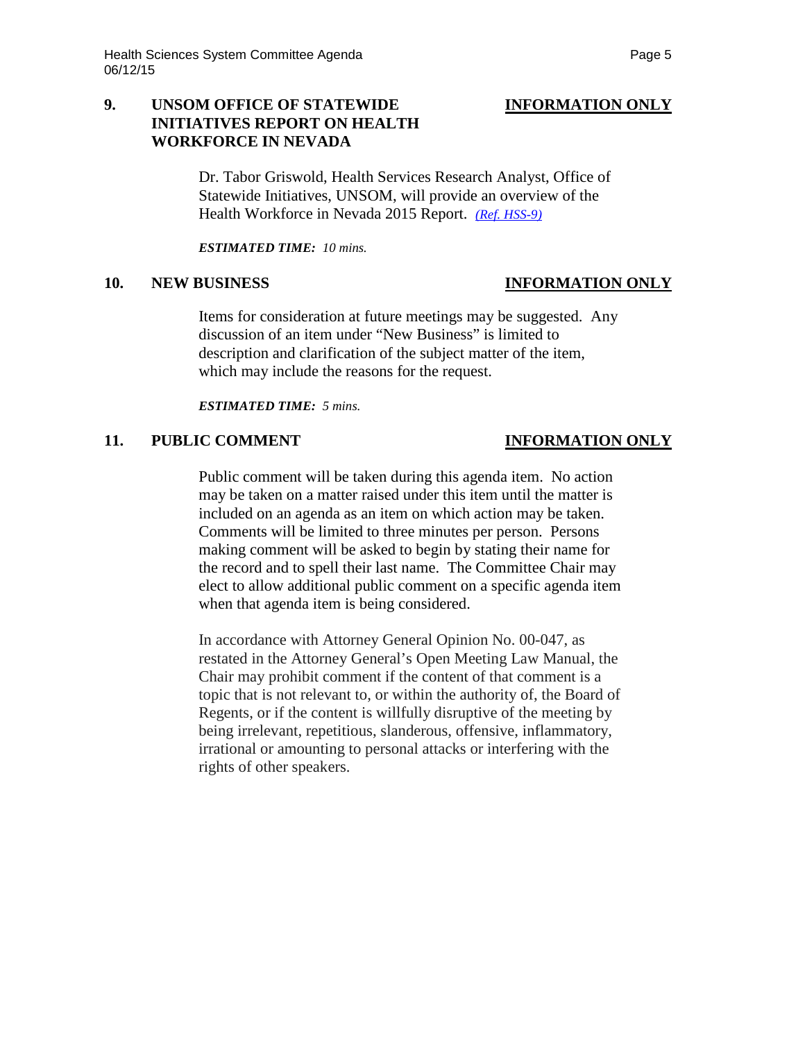## 9. UNSOM OFFICE OF STATEWIDE INITIATIVES REPORT ON HEALTH WORKFORCE IN NEVADA — INFORMATION ONLY

Dr. Tabor Griswold, Health Services Research Analyst, Office of Statewide Initiatives, UNSOM, will provide an overview of the Health Workforce in Nevada 2015 Report. *(Ref. HSS-9)*

***ESTIMATED TIME:** 10 mins.*

## 10. NEW BUSINESS — INFORMATION ONLY

Items for consideration at future meetings may be suggested. Any discussion of an item under "New Business" is limited to description and clarification of the subject matter of the item, which may include the reasons for the request.

***ESTIMATED TIME:** 5 mins.*

## 11. PUBLIC COMMENT — INFORMATION ONLY

Public comment will be taken during this agenda item. No action may be taken on a matter raised under this item until the matter is included on an agenda as an item on which action may be taken. Comments will be limited to three minutes per person. Persons making comment will be asked to begin by stating their name for the record and to spell their last name. The Committee Chair may elect to allow additional public comment on a specific agenda item when that agenda item is being considered.

In accordance with Attorney General Opinion No. 00-047, as restated in the Attorney General's Open Meeting Law Manual, the Chair may prohibit comment if the content of that comment is a topic that is not relevant to, or within the authority of, the Board of Regents, or if the content is willfully disruptive of the meeting by being irrelevant, repetitious, slanderous, offensive, inflammatory, irrational or amounting to personal attacks or interfering with the rights of other speakers.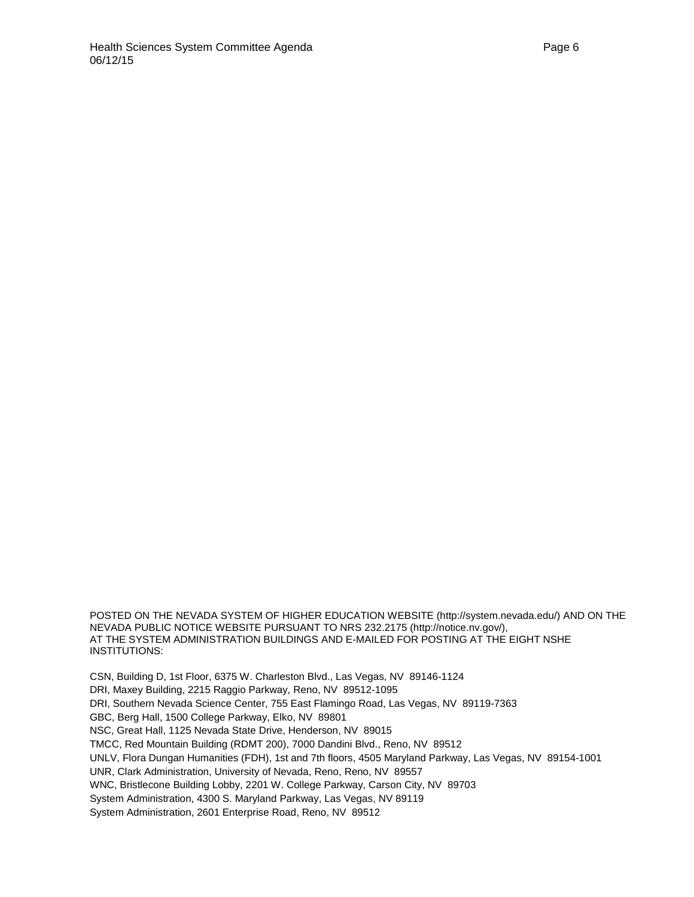POSTED ON THE NEVADA SYSTEM OF HIGHER EDUCATION WEBSITE (http://system.nevada.edu/) AND ON THE NEVADA PUBLIC NOTICE WEBSITE PURSUANT TO NRS 232.2175 (http://notice.nv.gov/), AT THE SYSTEM ADMINISTRATION BUILDINGS AND E-MAILED FOR POSTING AT THE EIGHT NSHE INSTITUTIONS:

CSN, Building D, 1st Floor, 6375 W. Charleston Blvd., Las Vegas, NV 89146-1124
DRI, Maxey Building, 2215 Raggio Parkway, Reno, NV 89512-1095
DRI, Southern Nevada Science Center, 755 East Flamingo Road, Las Vegas, NV 89119-7363
GBC, Berg Hall, 1500 College Parkway, Elko, NV 89801
NSC, Great Hall, 1125 Nevada State Drive, Henderson, NV 89015
TMCC, Red Mountain Building (RDMT 200), 7000 Dandini Blvd., Reno, NV 89512
UNLV, Flora Dungan Humanities (FDH), 1st and 7th floors, 4505 Maryland Parkway, Las Vegas, NV 89154-1001
UNR, Clark Administration, University of Nevada, Reno, Reno, NV 89557
WNC, Bristlecone Building Lobby, 2201 W. College Parkway, Carson City, NV 89703
System Administration, 4300 S. Maryland Parkway, Las Vegas, NV 89119
System Administration, 2601 Enterprise Road, Reno, NV 89512